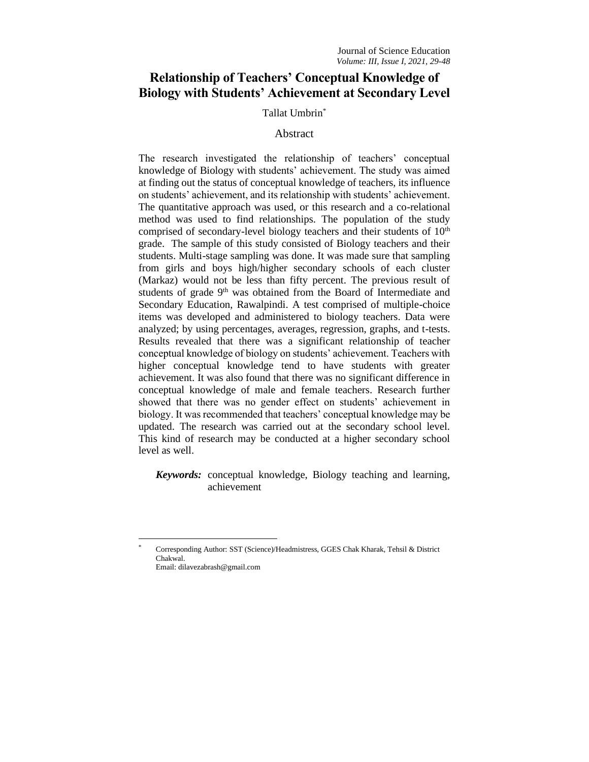# Relationship of Teachers' Conceptual Knowledge of Biology with Students' Achievement at Secondary Level

Tallat Umbrin*

## Abstract

The research investigated the relationship of teachers' conceptual knowledge of Biology with students' achievement. The study was aimed at finding out the status of conceptual knowledge of teachers, its influence on students' achievement, and its relationship with students' achievement. The quantitative approach was used, or this research and a co-relational method was used to find relationships. The population of the study comprised of secondary-level biology teachers and their students of 10th grade. The sample of this study consisted of Biology teachers and their students. Multi-stage sampling was done. It was made sure that sampling from girls and boys high/higher secondary schools of each cluster (Markaz) would not be less than fifty percent. The previous result of students of grade 9th was obtained from the Board of Intermediate and Secondary Education, Rawalpindi. A test comprised of multiple-choice items was developed and administered to biology teachers. Data were analyzed; by using percentages, averages, regression, graphs, and t-tests. Results revealed that there was a significant relationship of teacher conceptual knowledge of biology on students' achievement. Teachers with higher conceptual knowledge tend to have students with greater achievement. It was also found that there was no significant difference in conceptual knowledge of male and female teachers. Research further showed that there was no gender effect on students' achievement in biology. It was recommended that teachers' conceptual knowledge may be updated. The research was carried out at the secondary school level. This kind of research may be conducted at a higher secondary school level as well.

***Keywords:*** conceptual knowledge, Biology teaching and learning, achievement

---

\* Corresponding Author: SST (Science)/Headmistress, GGES Chak Kharak, Tehsil & District Chakwal.
Email: dilavezabrash@gmail.com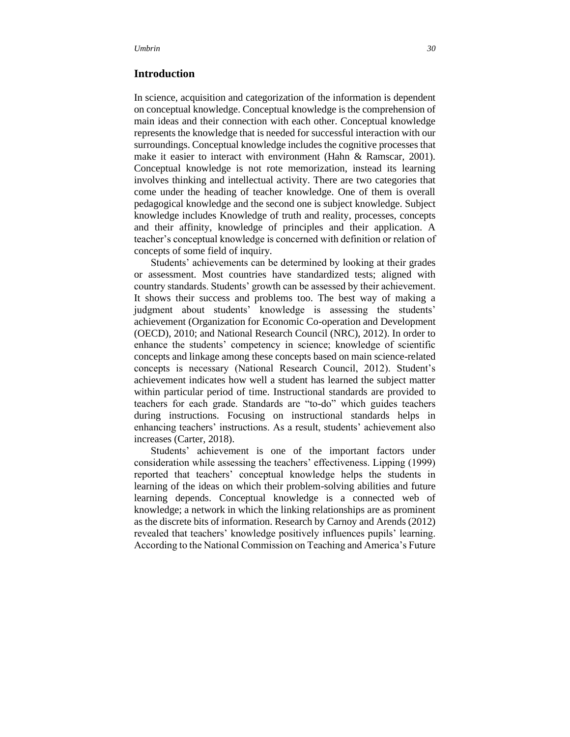## Introduction

In science, acquisition and categorization of the information is dependent on conceptual knowledge. Conceptual knowledge is the comprehension of main ideas and their connection with each other. Conceptual knowledge represents the knowledge that is needed for successful interaction with our surroundings. Conceptual knowledge includes the cognitive processes that make it easier to interact with environment (Hahn & Ramscar, 2001). Conceptual knowledge is not rote memorization, instead its learning involves thinking and intellectual activity. There are two categories that come under the heading of teacher knowledge. One of them is overall pedagogical knowledge and the second one is subject knowledge. Subject knowledge includes Knowledge of truth and reality, processes, concepts and their affinity, knowledge of principles and their application. A teacher's conceptual knowledge is concerned with definition or relation of concepts of some field of inquiry.

Students' achievements can be determined by looking at their grades or assessment. Most countries have standardized tests; aligned with country standards. Students' growth can be assessed by their achievement. It shows their success and problems too. The best way of making a judgment about students' knowledge is assessing the students' achievement (Organization for Economic Co-operation and Development (OECD), 2010; and National Research Council (NRC), 2012). In order to enhance the students' competency in science; knowledge of scientific concepts and linkage among these concepts based on main science-related concepts is necessary (National Research Council, 2012). Student's achievement indicates how well a student has learned the subject matter within particular period of time. Instructional standards are provided to teachers for each grade. Standards are "to-do" which guides teachers during instructions. Focusing on instructional standards helps in enhancing teachers' instructions. As a result, students' achievement also increases (Carter, 2018).

Students' achievement is one of the important factors under consideration while assessing the teachers' effectiveness. Lipping (1999) reported that teachers' conceptual knowledge helps the students in learning of the ideas on which their problem-solving abilities and future learning depends. Conceptual knowledge is a connected web of knowledge; a network in which the linking relationships are as prominent as the discrete bits of information. Research by Carnoy and Arends (2012) revealed that teachers' knowledge positively influences pupils' learning. According to the National Commission on Teaching and America's Future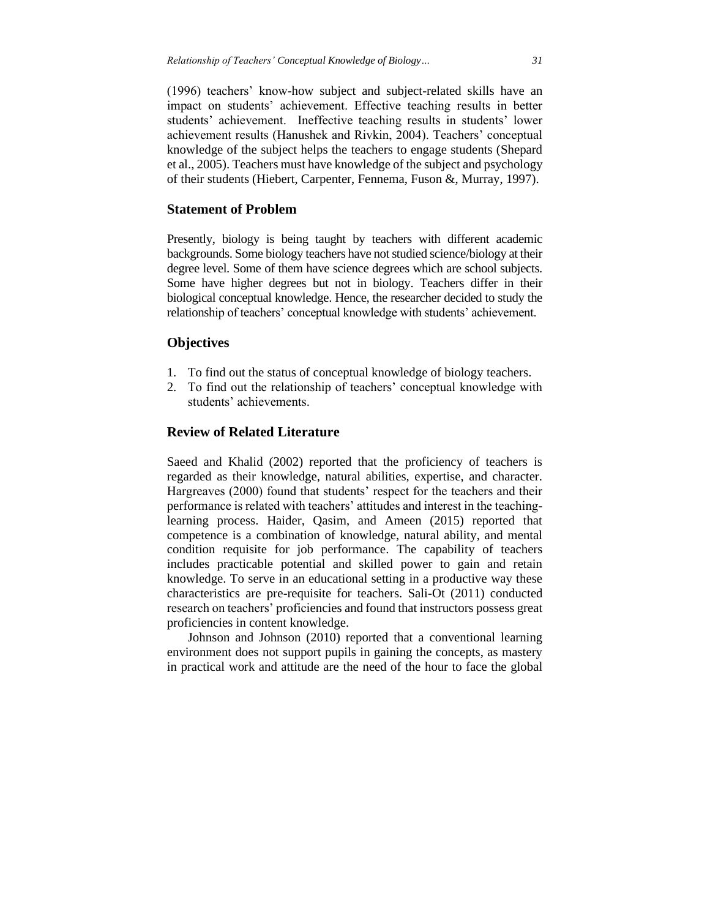(1996) teachers' know-how subject and subject-related skills have an impact on students' achievement. Effective teaching results in better students' achievement. Ineffective teaching results in students' lower achievement results (Hanushek and Rivkin, 2004). Teachers' conceptual knowledge of the subject helps the teachers to engage students (Shepard et al., 2005). Teachers must have knowledge of the subject and psychology of their students (Hiebert, Carpenter, Fennema, Fuson &, Murray, 1997).

## Statement of Problem

Presently, biology is being taught by teachers with different academic backgrounds. Some biology teachers have not studied science/biology at their degree level. Some of them have science degrees which are school subjects. Some have higher degrees but not in biology. Teachers differ in their biological conceptual knowledge. Hence, the researcher decided to study the relationship of teachers' conceptual knowledge with students' achievement.

## Objectives

1. To find out the status of conceptual knowledge of biology teachers.
2. To find out the relationship of teachers' conceptual knowledge with students' achievements.

## Review of Related Literature

Saeed and Khalid (2002) reported that the proficiency of teachers is regarded as their knowledge, natural abilities, expertise, and character. Hargreaves (2000) found that students' respect for the teachers and their performance is related with teachers' attitudes and interest in the teaching-learning process. Haider, Qasim, and Ameen (2015) reported that competence is a combination of knowledge, natural ability, and mental condition requisite for job performance. The capability of teachers includes practicable potential and skilled power to gain and retain knowledge. To serve in an educational setting in a productive way these characteristics are pre-requisite for teachers. Sali-Ot (2011) conducted research on teachers' proficiencies and found that instructors possess great proficiencies in content knowledge.

Johnson and Johnson (2010) reported that a conventional learning environment does not support pupils in gaining the concepts, as mastery in practical work and attitude are the need of the hour to face the global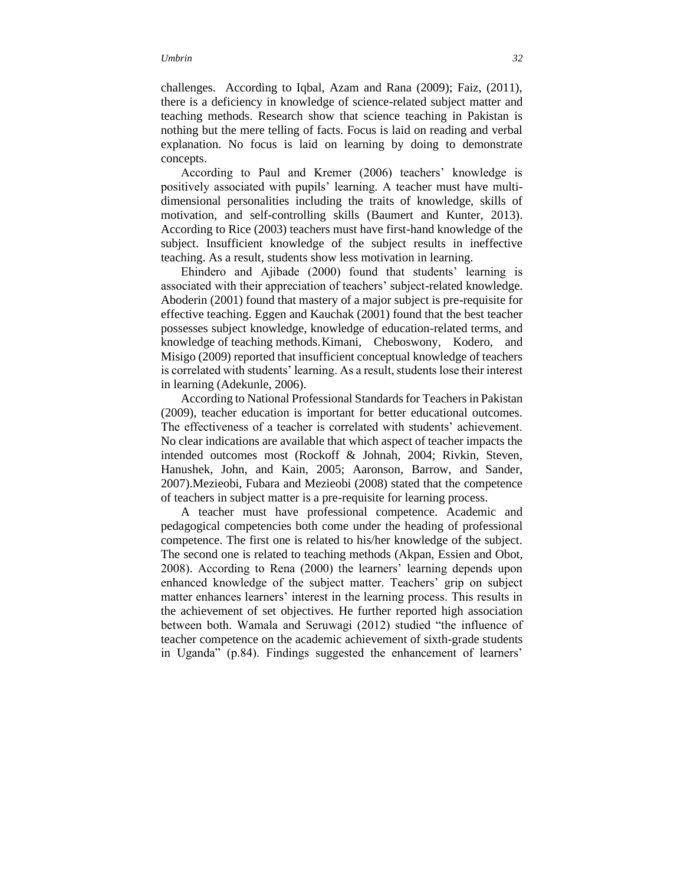challenges. According to Iqbal, Azam and Rana (2009); Faiz, (2011), there is a deficiency in knowledge of science-related subject matter and teaching methods. Research show that science teaching in Pakistan is nothing but the mere telling of facts. Focus is laid on reading and verbal explanation. No focus is laid on learning by doing to demonstrate concepts.

According to Paul and Kremer (2006) teachers' knowledge is positively associated with pupils' learning. A teacher must have multi-dimensional personalities including the traits of knowledge, skills of motivation, and self-controlling skills (Baumert and Kunter, 2013). According to Rice (2003) teachers must have first-hand knowledge of the subject. Insufficient knowledge of the subject results in ineffective teaching. As a result, students show less motivation in learning.

Ehindero and Ajibade (2000) found that students' learning is associated with their appreciation of teachers' subject-related knowledge. Aboderin (2001) found that mastery of a major subject is pre-requisite for effective teaching. Eggen and Kauchak (2001) found that the best teacher possesses subject knowledge, knowledge of education-related terms, and knowledge of teaching methods. Kimani, Cheboswony, Kodero, and Misigo (2009) reported that insufficient conceptual knowledge of teachers is correlated with students' learning. As a result, students lose their interest in learning (Adekunle, 2006).

According to National Professional Standards for Teachers in Pakistan (2009), teacher education is important for better educational outcomes. The effectiveness of a teacher is correlated with students' achievement. No clear indications are available that which aspect of teacher impacts the intended outcomes most (Rockoff & Johnah, 2004; Rivkin, Steven, Hanushek, John, and Kain, 2005; Aaronson, Barrow, and Sander, 2007).Mezieobi, Fubara and Mezieobi (2008) stated that the competence of teachers in subject matter is a pre-requisite for learning process.

A teacher must have professional competence. Academic and pedagogical competencies both come under the heading of professional competence. The first one is related to his/her knowledge of the subject. The second one is related to teaching methods (Akpan, Essien and Obot, 2008). According to Rena (2000) the learners' learning depends upon enhanced knowledge of the subject matter. Teachers' grip on subject matter enhances learners' interest in the learning process. This results in the achievement of set objectives. He further reported high association between both. Wamala and Seruwagi (2012) studied "the influence of teacher competence on the academic achievement of sixth-grade students in Uganda" (p.84). Findings suggested the enhancement of learners'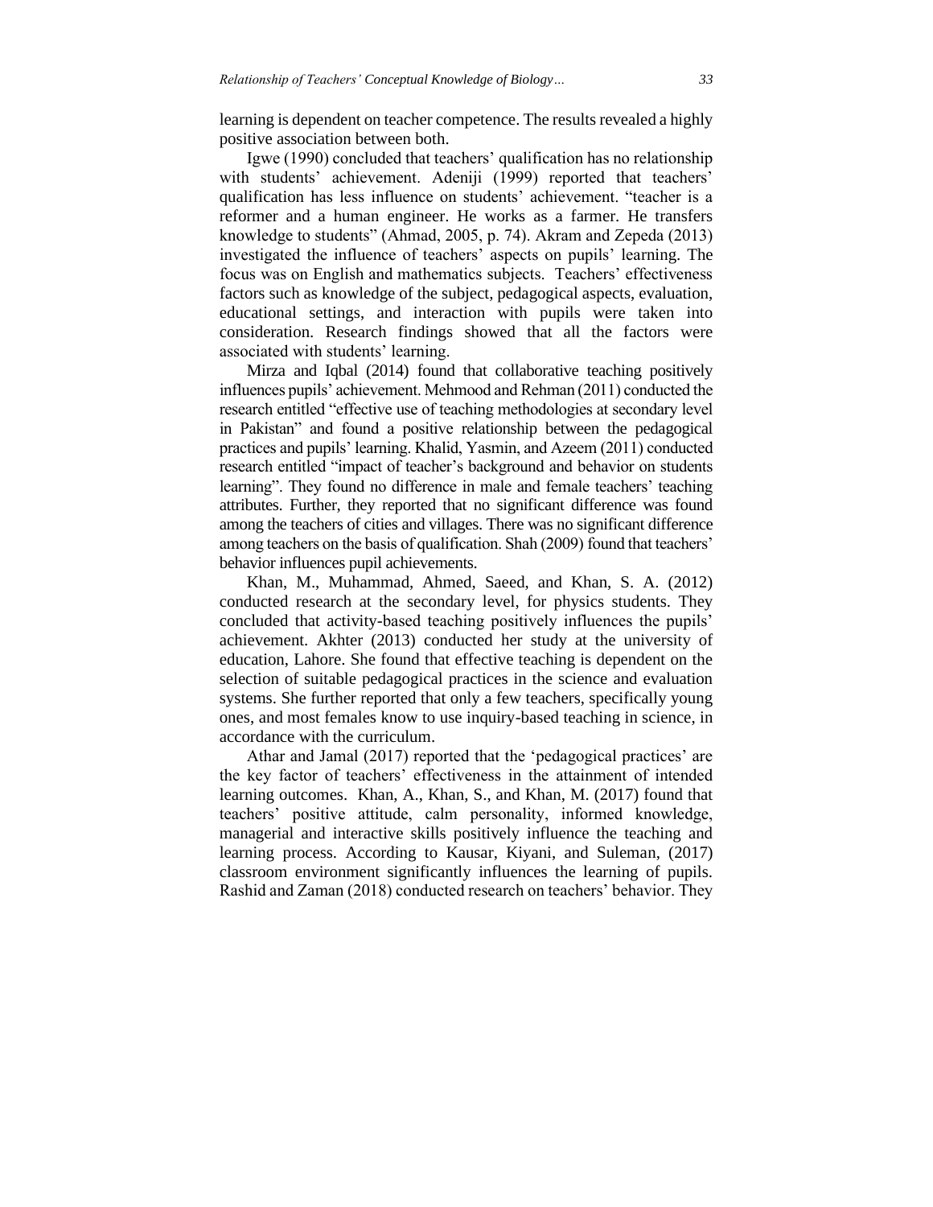learning is dependent on teacher competence. The results revealed a highly positive association between both.

Igwe (1990) concluded that teachers' qualification has no relationship with students' achievement. Adeniji (1999) reported that teachers' qualification has less influence on students' achievement. "teacher is a reformer and a human engineer. He works as a farmer. He transfers knowledge to students" (Ahmad, 2005, p. 74). Akram and Zepeda (2013) investigated the influence of teachers' aspects on pupils' learning. The focus was on English and mathematics subjects. Teachers' effectiveness factors such as knowledge of the subject, pedagogical aspects, evaluation, educational settings, and interaction with pupils were taken into consideration. Research findings showed that all the factors were associated with students' learning.

Mirza and Iqbal (2014) found that collaborative teaching positively influences pupils' achievement. Mehmood and Rehman (2011) conducted the research entitled "effective use of teaching methodologies at secondary level in Pakistan" and found a positive relationship between the pedagogical practices and pupils' learning. Khalid, Yasmin, and Azeem (2011) conducted research entitled "impact of teacher's background and behavior on students learning". They found no difference in male and female teachers' teaching attributes. Further, they reported that no significant difference was found among the teachers of cities and villages. There was no significant difference among teachers on the basis of qualification. Shah (2009) found that teachers' behavior influences pupil achievements.

Khan, M., Muhammad, Ahmed, Saeed, and Khan, S. A. (2012) conducted research at the secondary level, for physics students. They concluded that activity-based teaching positively influences the pupils' achievement. Akhter (2013) conducted her study at the university of education, Lahore. She found that effective teaching is dependent on the selection of suitable pedagogical practices in the science and evaluation systems. She further reported that only a few teachers, specifically young ones, and most females know to use inquiry-based teaching in science, in accordance with the curriculum.

Athar and Jamal (2017) reported that the 'pedagogical practices' are the key factor of teachers' effectiveness in the attainment of intended learning outcomes. Khan, A., Khan, S., and Khan, M. (2017) found that teachers' positive attitude, calm personality, informed knowledge, managerial and interactive skills positively influence the teaching and learning process. According to Kausar, Kiyani, and Suleman, (2017) classroom environment significantly influences the learning of pupils. Rashid and Zaman (2018) conducted research on teachers' behavior. They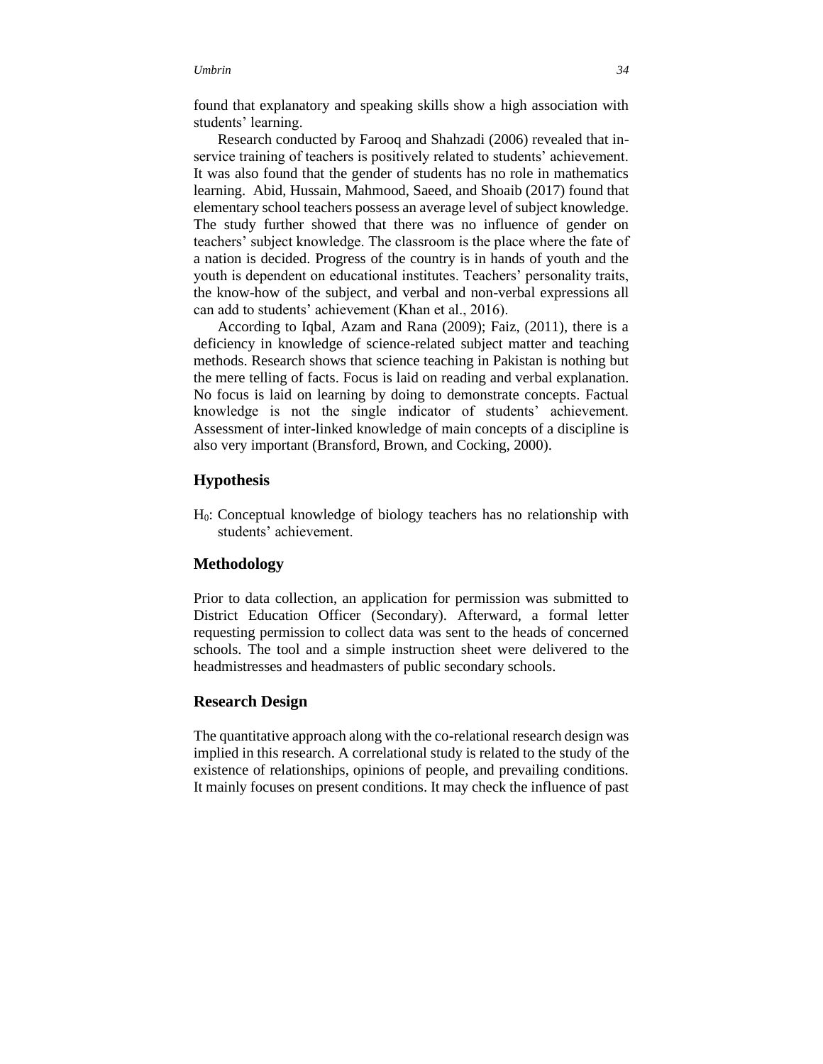found that explanatory and speaking skills show a high association with students' learning.

Research conducted by Farooq and Shahzadi (2006) revealed that in-service training of teachers is positively related to students' achievement. It was also found that the gender of students has no role in mathematics learning. Abid, Hussain, Mahmood, Saeed, and Shoaib (2017) found that elementary school teachers possess an average level of subject knowledge. The study further showed that there was no influence of gender on teachers' subject knowledge. The classroom is the place where the fate of a nation is decided. Progress of the country is in hands of youth and the youth is dependent on educational institutes. Teachers' personality traits, the know-how of the subject, and verbal and non-verbal expressions all can add to students' achievement (Khan et al., 2016).

According to Iqbal, Azam and Rana (2009); Faiz, (2011), there is a deficiency in knowledge of science-related subject matter and teaching methods. Research shows that science teaching in Pakistan is nothing but the mere telling of facts. Focus is laid on reading and verbal explanation. No focus is laid on learning by doing to demonstrate concepts. Factual knowledge is not the single indicator of students' achievement. Assessment of inter-linked knowledge of main concepts of a discipline is also very important (Bransford, Brown, and Cocking, 2000).

## Hypothesis

$H_0$: Conceptual knowledge of biology teachers has no relationship with students' achievement.

## Methodology

Prior to data collection, an application for permission was submitted to District Education Officer (Secondary). Afterward, a formal letter requesting permission to collect data was sent to the heads of concerned schools. The tool and a simple instruction sheet were delivered to the headmistresses and headmasters of public secondary schools.

## Research Design

The quantitative approach along with the co-relational research design was implied in this research. A correlational study is related to the study of the existence of relationships, opinions of people, and prevailing conditions. It mainly focuses on present conditions. It may check the influence of past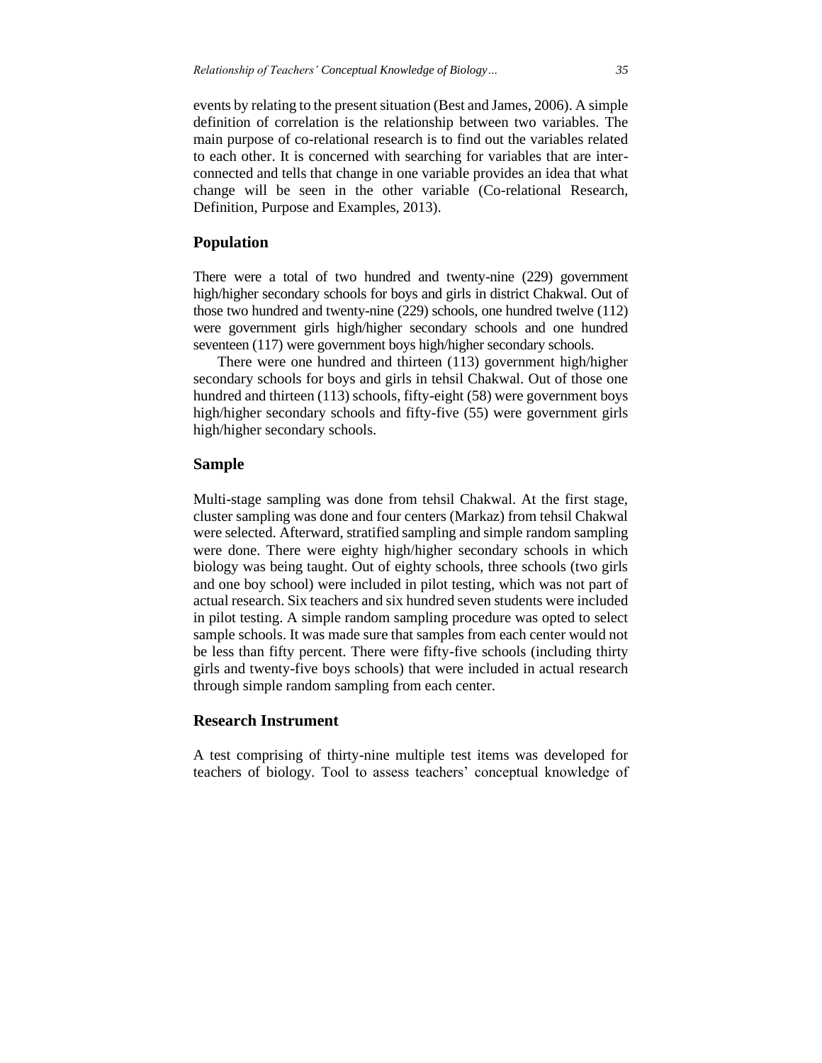events by relating to the present situation (Best and James, 2006). A simple definition of correlation is the relationship between two variables. The main purpose of co-relational research is to find out the variables related to each other. It is concerned with searching for variables that are inter-connected and tells that change in one variable provides an idea that what change will be seen in the other variable (Co-relational Research, Definition, Purpose and Examples, 2013).

## Population

There were a total of two hundred and twenty-nine (229) government high/higher secondary schools for boys and girls in district Chakwal. Out of those two hundred and twenty-nine (229) schools, one hundred twelve (112) were government girls high/higher secondary schools and one hundred seventeen (117) were government boys high/higher secondary schools.

There were one hundred and thirteen (113) government high/higher secondary schools for boys and girls in tehsil Chakwal. Out of those one hundred and thirteen (113) schools, fifty-eight (58) were government boys high/higher secondary schools and fifty-five (55) were government girls high/higher secondary schools.

## Sample

Multi-stage sampling was done from tehsil Chakwal. At the first stage, cluster sampling was done and four centers (Markaz) from tehsil Chakwal were selected. Afterward, stratified sampling and simple random sampling were done. There were eighty high/higher secondary schools in which biology was being taught. Out of eighty schools, three schools (two girls and one boy school) were included in pilot testing, which was not part of actual research. Six teachers and six hundred seven students were included in pilot testing. A simple random sampling procedure was opted to select sample schools. It was made sure that samples from each center would not be less than fifty percent. There were fifty-five schools (including thirty girls and twenty-five boys schools) that were included in actual research through simple random sampling from each center.

## Research Instrument

A test comprising of thirty-nine multiple test items was developed for teachers of biology. Tool to assess teachers' conceptual knowledge of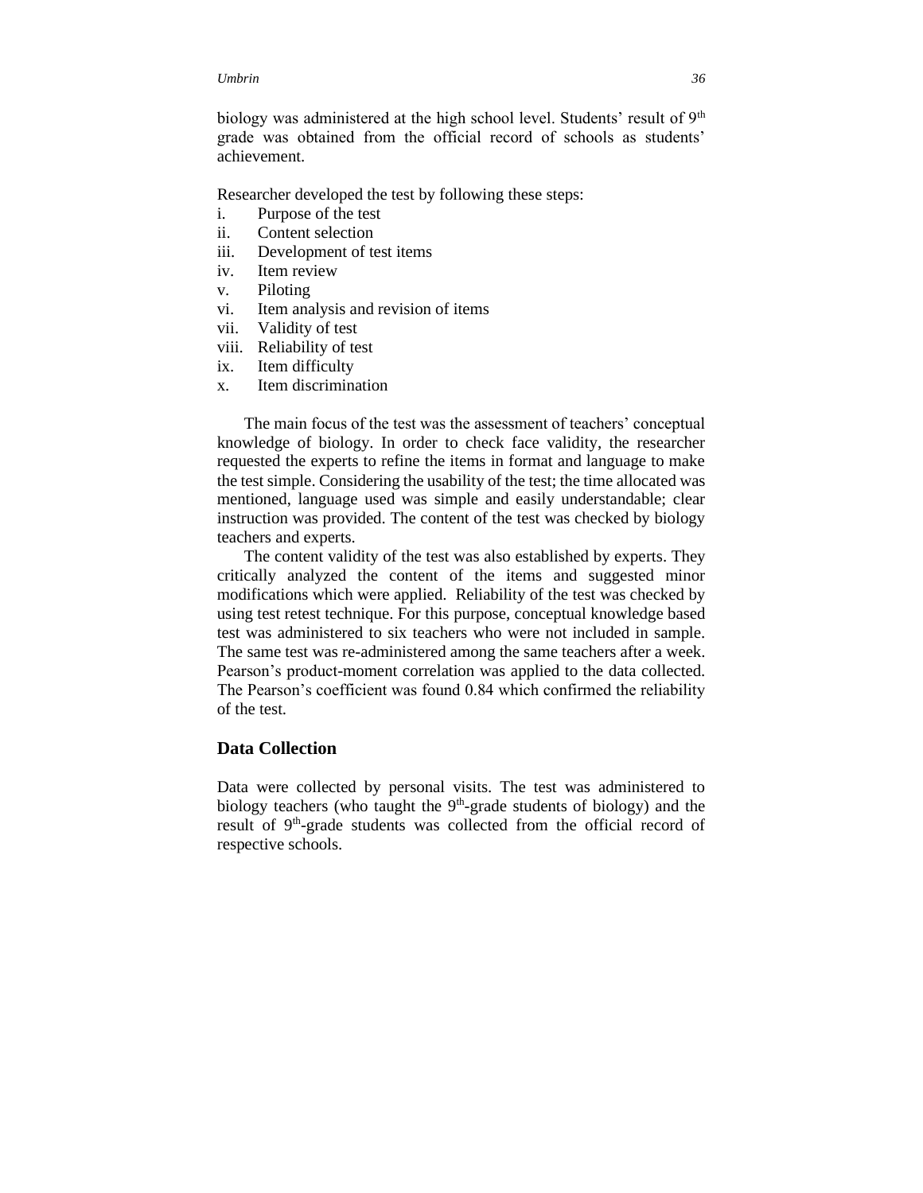biology was administered at the high school level. Students' result of 9th grade was obtained from the official record of schools as students' achievement.

Researcher developed the test by following these steps:

i. Purpose of the test
ii. Content selection
iii. Development of test items
iv. Item review
v. Piloting
vi. Item analysis and revision of items
vii. Validity of test
viii. Reliability of test
ix. Item difficulty
x. Item discrimination

The main focus of the test was the assessment of teachers' conceptual knowledge of biology. In order to check face validity, the researcher requested the experts to refine the items in format and language to make the test simple. Considering the usability of the test; the time allocated was mentioned, language used was simple and easily understandable; clear instruction was provided. The content of the test was checked by biology teachers and experts.

The content validity of the test was also established by experts. They critically analyzed the content of the items and suggested minor modifications which were applied. Reliability of the test was checked by using test retest technique. For this purpose, conceptual knowledge based test was administered to six teachers who were not included in sample. The same test was re-administered among the same teachers after a week. Pearson's product-moment correlation was applied to the data collected. The Pearson's coefficient was found 0.84 which confirmed the reliability of the test.

## Data Collection

Data were collected by personal visits. The test was administered to biology teachers (who taught the 9th-grade students of biology) and the result of 9th-grade students was collected from the official record of respective schools.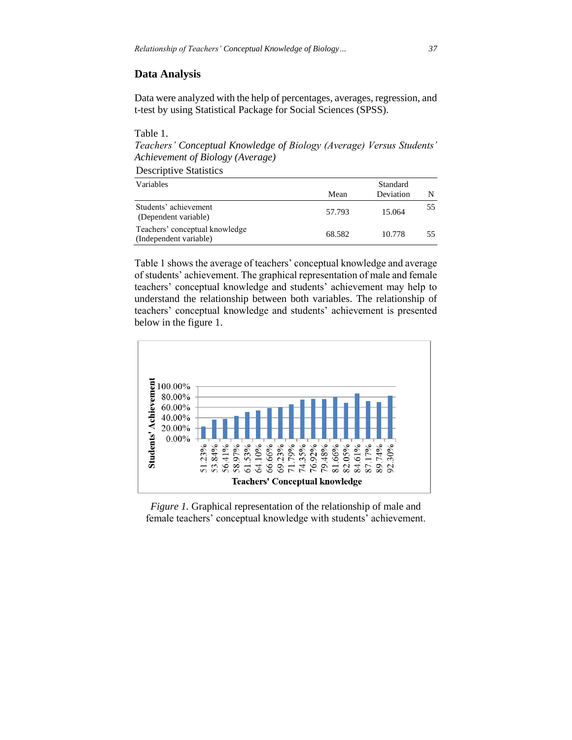## Data Analysis

Data were analyzed with the help of percentages, averages, regression, and t-test by using Statistical Package for Social Sciences (SPSS).

Table 1.

*Teachers' Conceptual Knowledge of Biology (Average) Versus Students' Achievement of Biology (Average)*

Descriptive Statistics

| Variables | Mean | Standard Deviation | N |
|---|---|---|---|
| Students' achievement (Dependent variable) | 57.793 | 15.064 | 55 |
| Teachers' conceptual knowledge (Independent variable) | 68.582 | 10.778 | 55 |

Table 1 shows the average of teachers' conceptual knowledge and average of students' achievement. The graphical representation of male and female teachers' conceptual knowledge and students' achievement may help to understand the relationship between both variables. The relationship of teachers' conceptual knowledge and students' achievement is presented below in the figure 1.

*Figure 1.* Graphical representation of the relationship of male and female teachers' conceptual knowledge with students' achievement.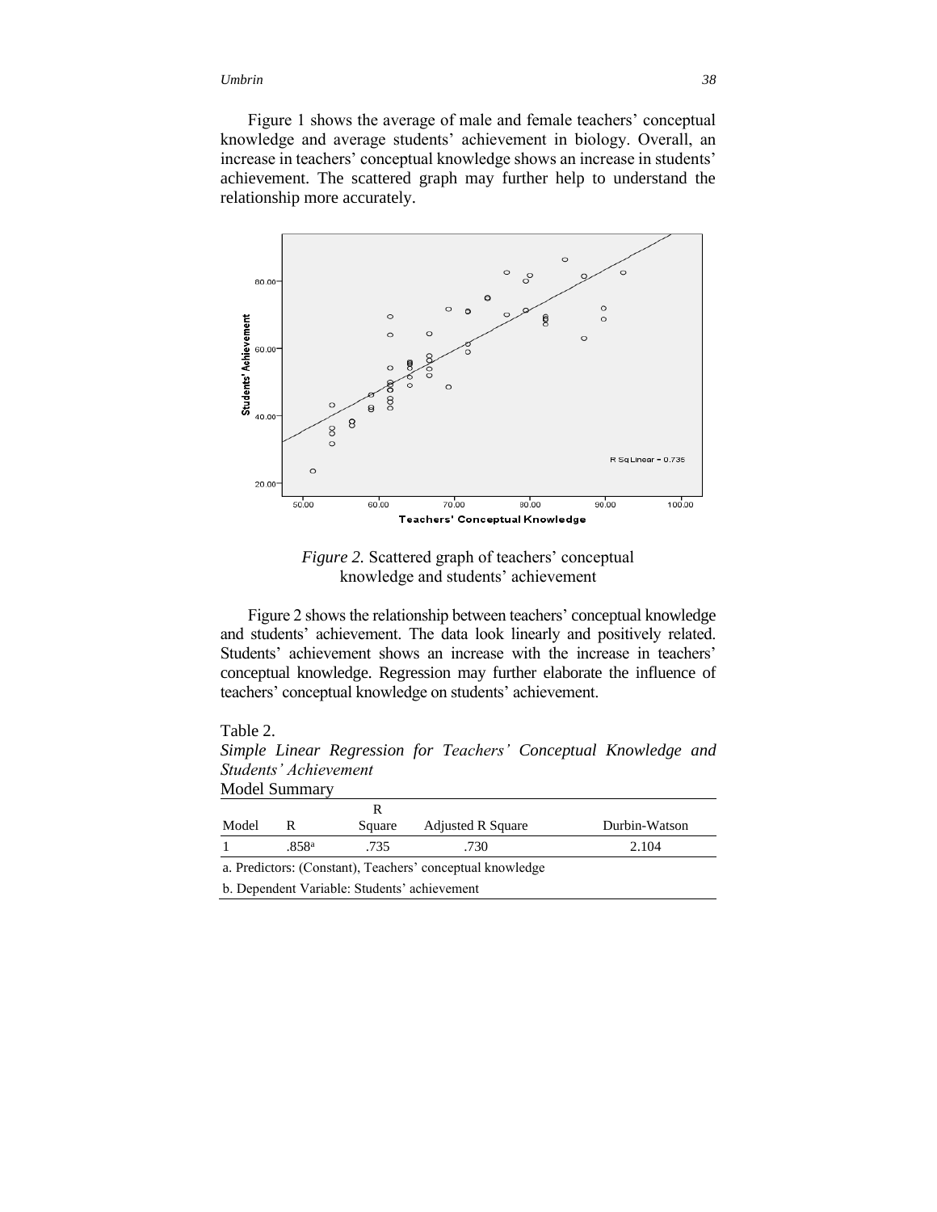Figure 1 shows the average of male and female teachers' conceptual knowledge and average students' achievement in biology. Overall, an increase in teachers' conceptual knowledge shows an increase in students' achievement. The scattered graph may further help to understand the relationship more accurately.

*Figure 2.* Scattered graph of teachers' conceptual knowledge and students' achievement

Figure 2 shows the relationship between teachers' conceptual knowledge and students' achievement. The data look linearly and positively related. Students' achievement shows an increase with the increase in teachers' conceptual knowledge. Regression may further elaborate the influence of teachers' conceptual knowledge on students' achievement.

Table 2.
*Simple Linear Regression for Teachers' Conceptual Knowledge and Students' Achievement*
Model Summary

| Model | R | R Square | Adjusted R Square | Durbin-Watson |
|---|---|---|---|---|
| 1 | .858[a] | .735 | .730 | 2.104 |

a. Predictors: (Constant), Teachers' conceptual knowledge
b. Dependent Variable: Students' achievement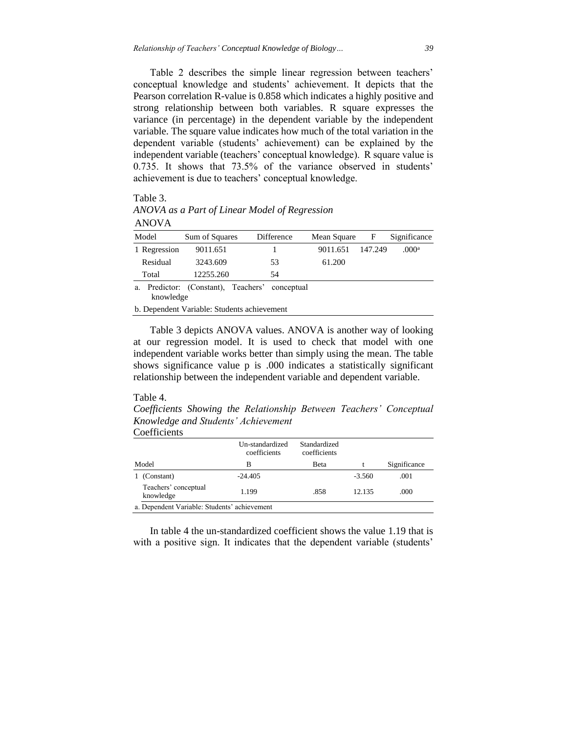Table 2 describes the simple linear regression between teachers' conceptual knowledge and students' achievement. It depicts that the Pearson correlation R-value is 0.858 which indicates a highly positive and strong relationship between both variables. R square expresses the variance (in percentage) in the dependent variable by the independent variable. The square value indicates how much of the total variation in the dependent variable (students' achievement) can be explained by the independent variable (teachers' conceptual knowledge). R square value is 0.735. It shows that 73.5% of the variance observed in students' achievement is due to teachers' conceptual knowledge.

Table 3.
*ANOVA as a Part of Linear Model of Regression*

ANOVA

| Model | Sum of Squares | Difference | Mean Square | F | Significance |
|---|---|---|---|---|---|
| 1 Regression | 9011.651 | 1 | 9011.651 | 147.249 | .000[a] |
| Residual | 3243.609 | 53 | 61.200 | | |
| Total | 12255.260 | 54 | | | |

a. Predictor: (Constant), Teachers' conceptual knowledge

b. Dependent Variable: Students achievement

Table 3 depicts ANOVA values. ANOVA is another way of looking at our regression model. It is used to check that model with one independent variable works better than simply using the mean. The table shows significance value p is .000 indicates a statistically significant relationship between the independent variable and dependent variable.

Table 4.
*Coefficients Showing the Relationship Between Teachers' Conceptual Knowledge and Students' Achievement*

Coefficients

| | Un-standardized coefficients | Standardized coefficients | | |
|---|---|---|---|---|
| Model | B | Beta | t | Significance |
| 1 (Constant) | -24.405 | | -3.560 | .001 |
| Teachers' conceptual knowledge | 1.199 | .858 | 12.135 | .000 |

a. Dependent Variable: Students' achievement

In table 4 the un-standardized coefficient shows the value 1.19 that is with a positive sign. It indicates that the dependent variable (students'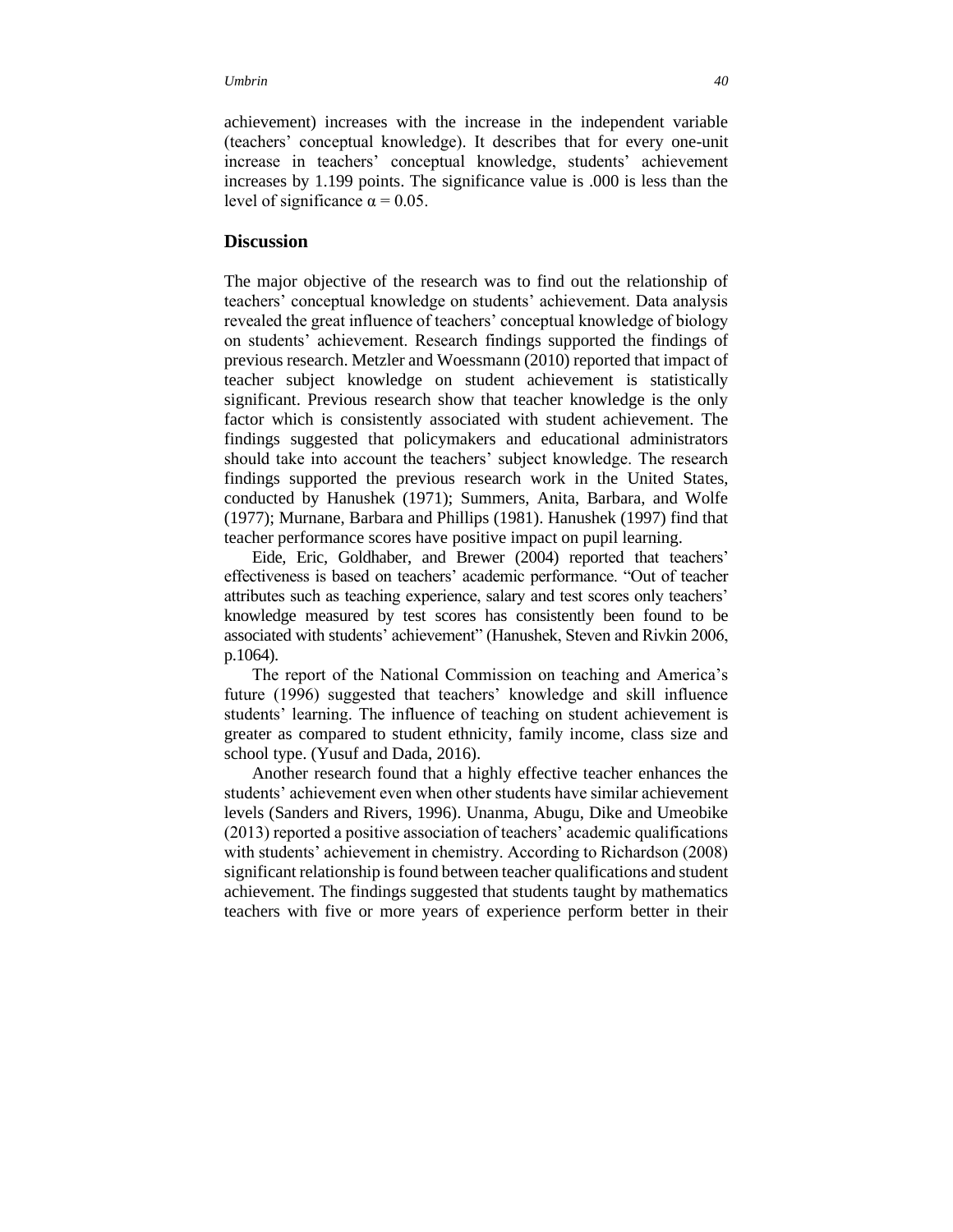achievement) increases with the increase in the independent variable (teachers' conceptual knowledge). It describes that for every one-unit increase in teachers' conceptual knowledge, students' achievement increases by 1.199 points. The significance value is .000 is less than the level of significance $\alpha = 0.05$.

## Discussion

The major objective of the research was to find out the relationship of teachers' conceptual knowledge on students' achievement. Data analysis revealed the great influence of teachers' conceptual knowledge of biology on students' achievement. Research findings supported the findings of previous research. Metzler and Woessmann (2010) reported that impact of teacher subject knowledge on student achievement is statistically significant. Previous research show that teacher knowledge is the only factor which is consistently associated with student achievement. The findings suggested that policymakers and educational administrators should take into account the teachers' subject knowledge. The research findings supported the previous research work in the United States, conducted by Hanushek (1971); Summers, Anita, Barbara, and Wolfe (1977); Murnane, Barbara and Phillips (1981). Hanushek (1997) find that teacher performance scores have positive impact on pupil learning.

Eide, Eric, Goldhaber, and Brewer (2004) reported that teachers' effectiveness is based on teachers' academic performance. "Out of teacher attributes such as teaching experience, salary and test scores only teachers' knowledge measured by test scores has consistently been found to be associated with students' achievement" (Hanushek, Steven and Rivkin 2006, p.1064).

The report of the National Commission on teaching and America's future (1996) suggested that teachers' knowledge and skill influence students' learning. The influence of teaching on student achievement is greater as compared to student ethnicity, family income, class size and school type. (Yusuf and Dada, 2016).

Another research found that a highly effective teacher enhances the students' achievement even when other students have similar achievement levels (Sanders and Rivers, 1996). Unanma, Abugu, Dike and Umeobike (2013) reported a positive association of teachers' academic qualifications with students' achievement in chemistry. According to Richardson (2008) significant relationship is found between teacher qualifications and student achievement. The findings suggested that students taught by mathematics teachers with five or more years of experience perform better in their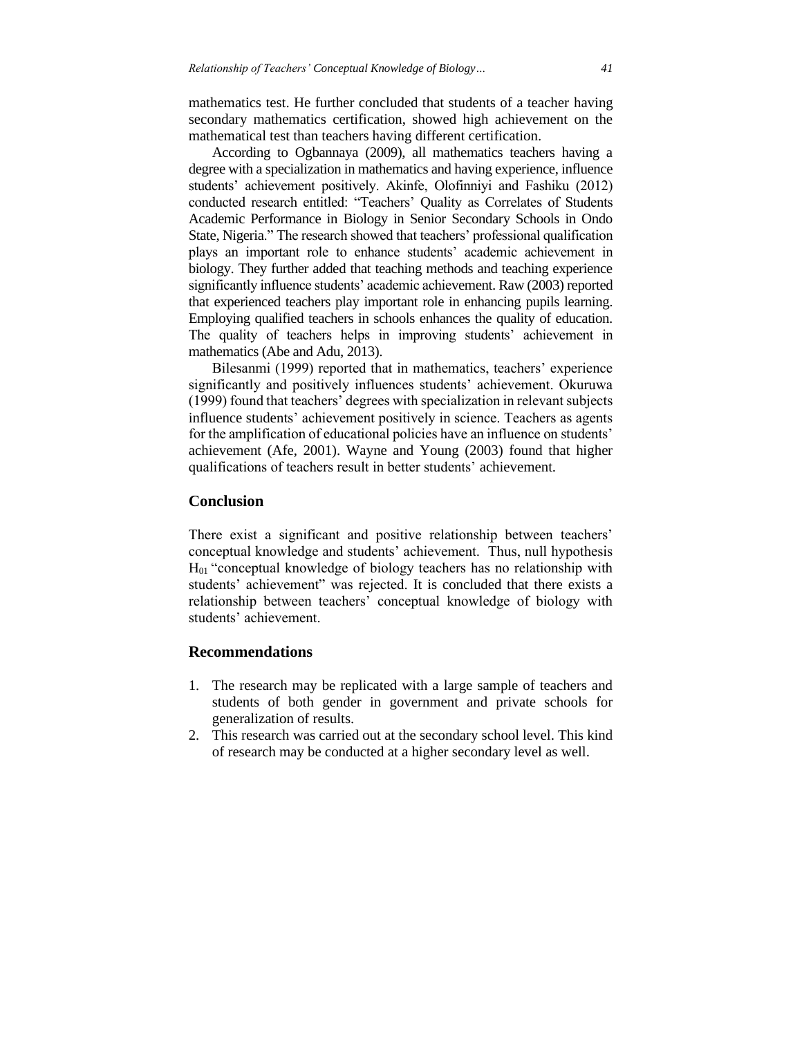mathematics test. He further concluded that students of a teacher having secondary mathematics certification, showed high achievement on the mathematical test than teachers having different certification.

According to Ogbannaya (2009), all mathematics teachers having a degree with a specialization in mathematics and having experience, influence students' achievement positively. Akinfe, Olofinniyi and Fashiku (2012) conducted research entitled: "Teachers' Quality as Correlates of Students Academic Performance in Biology in Senior Secondary Schools in Ondo State, Nigeria." The research showed that teachers' professional qualification plays an important role to enhance students' academic achievement in biology. They further added that teaching methods and teaching experience significantly influence students' academic achievement. Raw (2003) reported that experienced teachers play important role in enhancing pupils learning. Employing qualified teachers in schools enhances the quality of education. The quality of teachers helps in improving students' achievement in mathematics (Abe and Adu, 2013).

Bilesanmi (1999) reported that in mathematics, teachers' experience significantly and positively influences students' achievement. Okuruwa (1999) found that teachers' degrees with specialization in relevant subjects influence students' achievement positively in science. Teachers as agents for the amplification of educational policies have an influence on students' achievement (Afe, 2001). Wayne and Young (2003) found that higher qualifications of teachers result in better students' achievement.

## Conclusion

There exist a significant and positive relationship between teachers' conceptual knowledge and students' achievement. Thus, null hypothesis $H_{01}$ "conceptual knowledge of biology teachers has no relationship with students' achievement" was rejected. It is concluded that there exists a relationship between teachers' conceptual knowledge of biology with students' achievement.

## Recommendations

1. The research may be replicated with a large sample of teachers and students of both gender in government and private schools for generalization of results.
2. This research was carried out at the secondary school level. This kind of research may be conducted at a higher secondary level as well.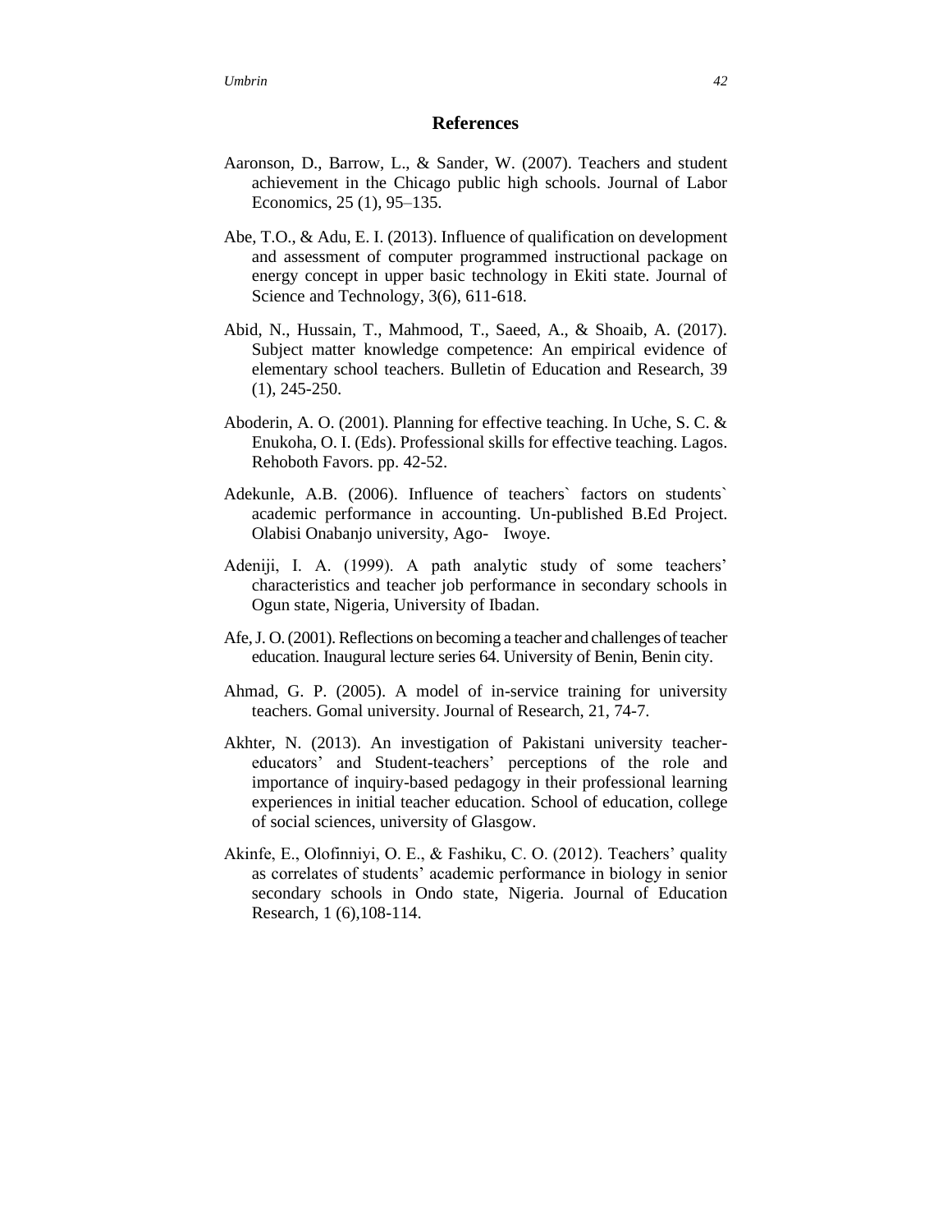## References

Aaronson, D., Barrow, L., & Sander, W. (2007). Teachers and student achievement in the Chicago public high schools. Journal of Labor Economics, 25 (1), 95–135.

Abe, T.O., & Adu, E. I. (2013). Influence of qualification on development and assessment of computer programmed instructional package on energy concept in upper basic technology in Ekiti state. Journal of Science and Technology, 3(6), 611-618.

Abid, N., Hussain, T., Mahmood, T., Saeed, A., & Shoaib, A. (2017). Subject matter knowledge competence: An empirical evidence of elementary school teachers. Bulletin of Education and Research, 39 (1), 245-250.

Aboderin, A. O. (2001). Planning for effective teaching. In Uche, S. C. & Enukoha, O. I. (Eds). Professional skills for effective teaching. Lagos. Rehoboth Favors. pp. 42-52.

Adekunle, A.B. (2006). Influence of teachers` factors on students` academic performance in accounting. Un-published B.Ed Project. Olabisi Onabanjo university, Ago- Iwoye.

Adeniji, I. A. (1999). A path analytic study of some teachers' characteristics and teacher job performance in secondary schools in Ogun state, Nigeria, University of Ibadan.

Afe, J. O. (2001). Reflections on becoming a teacher and challenges of teacher education. Inaugural lecture series 64. University of Benin, Benin city.

Ahmad, G. P. (2005). A model of in-service training for university teachers. Gomal university. Journal of Research, 21, 74-7.

Akhter, N. (2013). An investigation of Pakistani university teacher-educators' and Student-teachers' perceptions of the role and importance of inquiry-based pedagogy in their professional learning experiences in initial teacher education. School of education, college of social sciences, university of Glasgow.

Akinfe, E., Olofinniyi, O. E., & Fashiku, C. O. (2012). Teachers' quality as correlates of students' academic performance in biology in senior secondary schools in Ondo state, Nigeria. Journal of Education Research, 1 (6),108-114.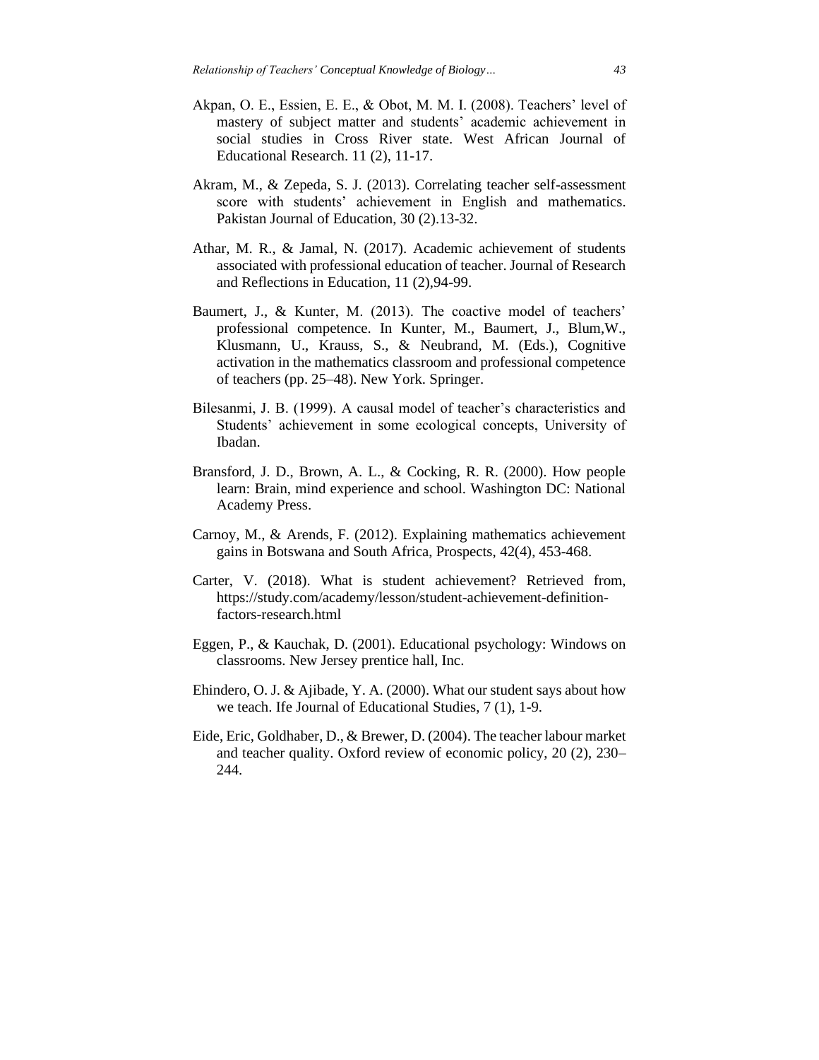Akpan, O. E., Essien, E. E., & Obot, M. M. I. (2008). Teachers' level of mastery of subject matter and students' academic achievement in social studies in Cross River state. West African Journal of Educational Research. 11 (2), 11-17.

Akram, M., & Zepeda, S. J. (2013). Correlating teacher self-assessment score with students' achievement in English and mathematics. Pakistan Journal of Education, 30 (2).13-32.

Athar, M. R., & Jamal, N. (2017). Academic achievement of students associated with professional education of teacher. Journal of Research and Reflections in Education, 11 (2),94-99.

Baumert, J., & Kunter, M. (2013). The coactive model of teachers' professional competence. In Kunter, M., Baumert, J., Blum,W., Klusmann, U., Krauss, S., & Neubrand, M. (Eds.), Cognitive activation in the mathematics classroom and professional competence of teachers (pp. 25–48). New York. Springer.

Bilesanmi, J. B. (1999). A causal model of teacher's characteristics and Students' achievement in some ecological concepts, University of Ibadan.

Bransford, J. D., Brown, A. L., & Cocking, R. R. (2000). How people learn: Brain, mind experience and school. Washington DC: National Academy Press.

Carnoy, M., & Arends, F. (2012). Explaining mathematics achievement gains in Botswana and South Africa, Prospects, 42(4), 453-468.

Carter, V. (2018). What is student achievement? Retrieved from, https://study.com/academy/lesson/student-achievement-definition-factors-research.html

Eggen, P., & Kauchak, D. (2001). Educational psychology: Windows on classrooms. New Jersey prentice hall, Inc.

Ehindero, O. J. & Ajibade, Y. A. (2000). What our student says about how we teach. Ife Journal of Educational Studies, 7 (1), 1-9.

Eide, Eric, Goldhaber, D., & Brewer, D. (2004). The teacher labour market and teacher quality. Oxford review of economic policy, 20 (2), 230–244.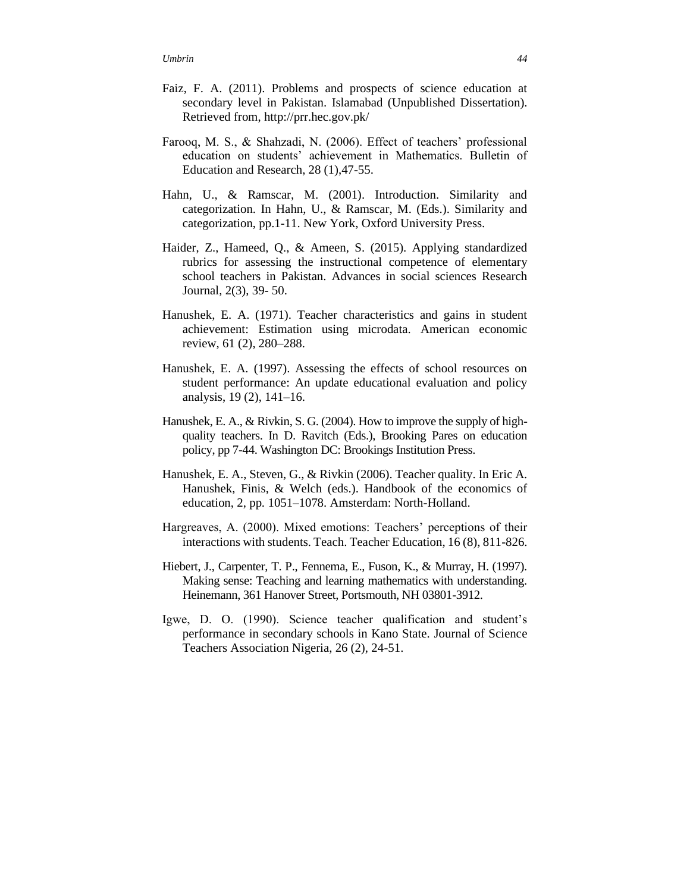Faiz, F. A. (2011). Problems and prospects of science education at secondary level in Pakistan. Islamabad (Unpublished Dissertation). Retrieved from, http://prr.hec.gov.pk/

Farooq, M. S., & Shahzadi, N. (2006). Effect of teachers' professional education on students' achievement in Mathematics. Bulletin of Education and Research, 28 (1),47-55.

Hahn, U., & Ramscar, M. (2001). Introduction. Similarity and categorization. In Hahn, U., & Ramscar, M. (Eds.). Similarity and categorization, pp.1-11. New York, Oxford University Press.

Haider, Z., Hameed, Q., & Ameen, S. (2015). Applying standardized rubrics for assessing the instructional competence of elementary school teachers in Pakistan. Advances in social sciences Research Journal, 2(3), 39- 50.

Hanushek, E. A. (1971). Teacher characteristics and gains in student achievement: Estimation using microdata. American economic review, 61 (2), 280–288.

Hanushek, E. A. (1997). Assessing the effects of school resources on student performance: An update educational evaluation and policy analysis, 19 (2), 141–16.

Hanushek, E. A., & Rivkin, S. G. (2004). How to improve the supply of high-quality teachers. In D. Ravitch (Eds.), Brooking Pares on education policy, pp 7-44. Washington DC: Brookings Institution Press.

Hanushek, E. A., Steven, G., & Rivkin (2006). Teacher quality. In Eric A. Hanushek, Finis, & Welch (eds.). Handbook of the economics of education, 2, pp. 1051–1078. Amsterdam: North-Holland.

Hargreaves, A. (2000). Mixed emotions: Teachers' perceptions of their interactions with students. Teach. Teacher Education, 16 (8), 811-826.

Hiebert, J., Carpenter, T. P., Fennema, E., Fuson, K., & Murray, H. (1997). Making sense: Teaching and learning mathematics with understanding. Heinemann, 361 Hanover Street, Portsmouth, NH 03801-3912.

Igwe, D. O. (1990). Science teacher qualification and student's performance in secondary schools in Kano State. Journal of Science Teachers Association Nigeria, 26 (2), 24-51.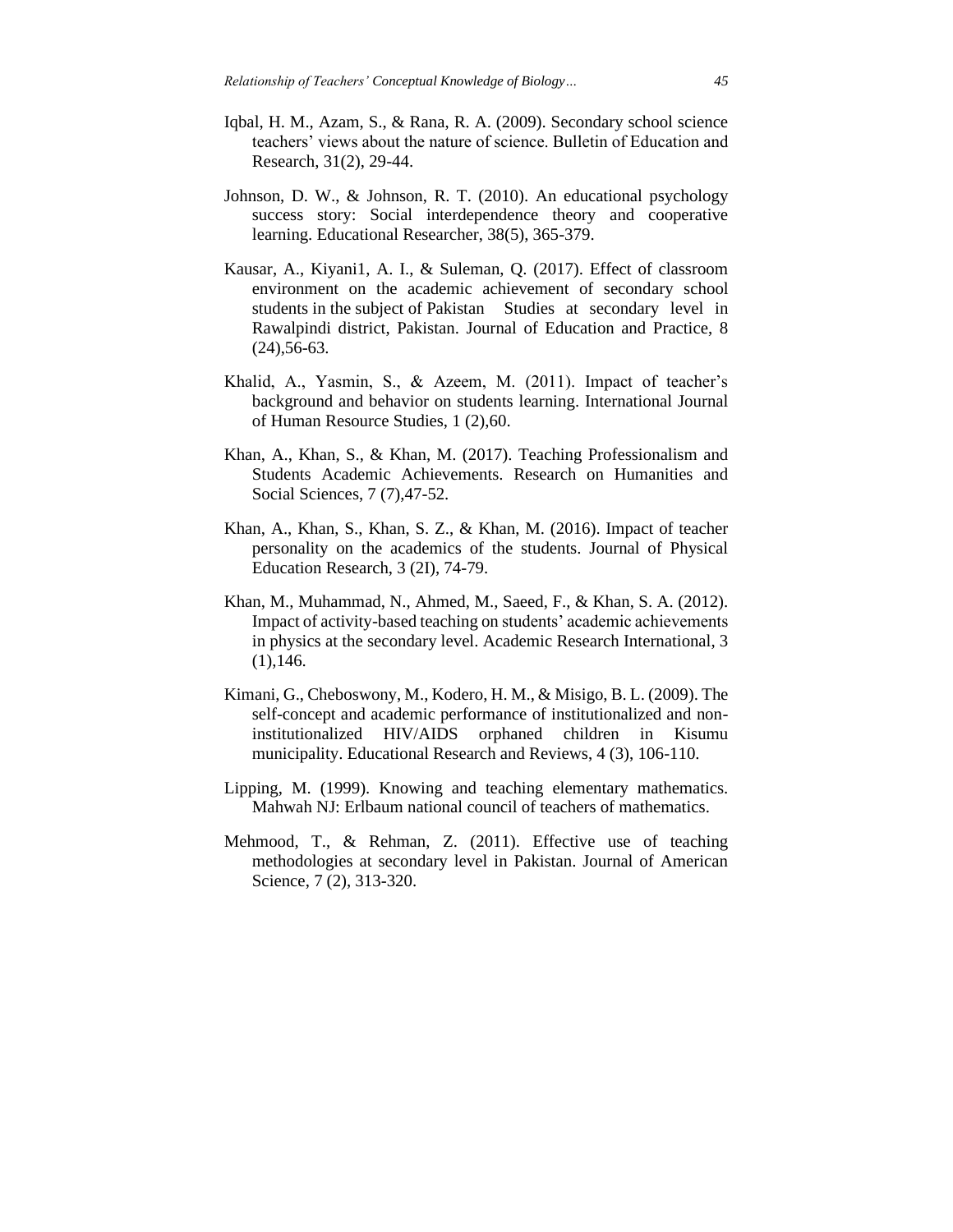Iqbal, H. M., Azam, S., & Rana, R. A. (2009). Secondary school science teachers' views about the nature of science. Bulletin of Education and Research, 31(2), 29-44.

Johnson, D. W., & Johnson, R. T. (2010). An educational psychology success story: Social interdependence theory and cooperative learning. Educational Researcher, 38(5), 365-379.

Kausar, A., Kiyani1, A. I., & Suleman, Q. (2017). Effect of classroom environment on the academic achievement of secondary school students in the subject of Pakistan Studies at secondary level in Rawalpindi district, Pakistan. Journal of Education and Practice, 8 (24),56-63.

Khalid, A., Yasmin, S., & Azeem, M. (2011). Impact of teacher's background and behavior on students learning. International Journal of Human Resource Studies, 1 (2),60.

Khan, A., Khan, S., & Khan, M. (2017). Teaching Professionalism and Students Academic Achievements. Research on Humanities and Social Sciences, 7 (7),47-52.

Khan, A., Khan, S., Khan, S. Z., & Khan, M. (2016). Impact of teacher personality on the academics of the students. Journal of Physical Education Research, 3 (2I), 74-79.

Khan, M., Muhammad, N., Ahmed, M., Saeed, F., & Khan, S. A. (2012). Impact of activity-based teaching on students' academic achievements in physics at the secondary level. Academic Research International, 3 (1),146.

Kimani, G., Cheboswony, M., Kodero, H. M., & Misigo, B. L. (2009). The self-concept and academic performance of institutionalized and non-institutionalized HIV/AIDS orphaned children in Kisumu municipality. Educational Research and Reviews, 4 (3), 106-110.

Lipping, M. (1999). Knowing and teaching elementary mathematics. Mahwah NJ: Erlbaum national council of teachers of mathematics.

Mehmood, T., & Rehman, Z. (2011). Effective use of teaching methodologies at secondary level in Pakistan. Journal of American Science, 7 (2), 313-320.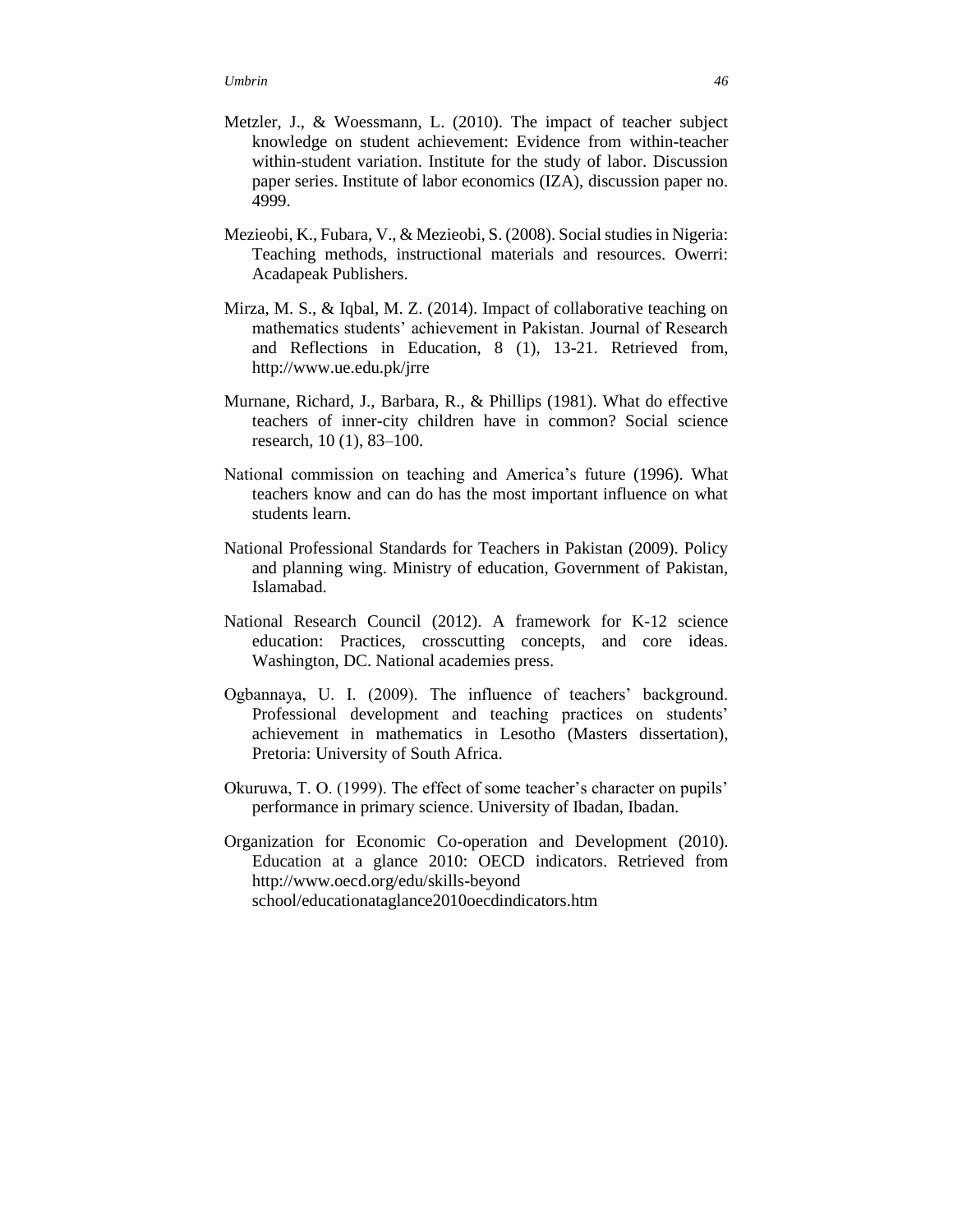Metzler, J., & Woessmann, L. (2010). The impact of teacher subject knowledge on student achievement: Evidence from within-teacher within-student variation. Institute for the study of labor. Discussion paper series. Institute of labor economics (IZA), discussion paper no. 4999.

Mezieobi, K., Fubara, V., & Mezieobi, S. (2008). Social studies in Nigeria: Teaching methods, instructional materials and resources. Owerri: Acadapeak Publishers.

Mirza, M. S., & Iqbal, M. Z. (2014). Impact of collaborative teaching on mathematics students' achievement in Pakistan. Journal of Research and Reflections in Education, 8 (1), 13-21. Retrieved from, http://www.ue.edu.pk/jrre

Murnane, Richard, J., Barbara, R., & Phillips (1981). What do effective teachers of inner-city children have in common? Social science research, 10 (1), 83–100.

National commission on teaching and America's future (1996). What teachers know and can do has the most important influence on what students learn.

National Professional Standards for Teachers in Pakistan (2009). Policy and planning wing. Ministry of education, Government of Pakistan, Islamabad.

National Research Council (2012). A framework for K-12 science education: Practices, crosscutting concepts, and core ideas. Washington, DC. National academies press.

Ogbannaya, U. I. (2009). The influence of teachers' background. Professional development and teaching practices on students' achievement in mathematics in Lesotho (Masters dissertation), Pretoria: University of South Africa.

Okuruwa, T. O. (1999). The effect of some teacher's character on pupils' performance in primary science. University of Ibadan, Ibadan.

Organization for Economic Co-operation and Development (2010). Education at a glance 2010: OECD indicators. Retrieved from http://www.oecd.org/edu/skills-beyond school/educationataglance2010oecdindicators.htm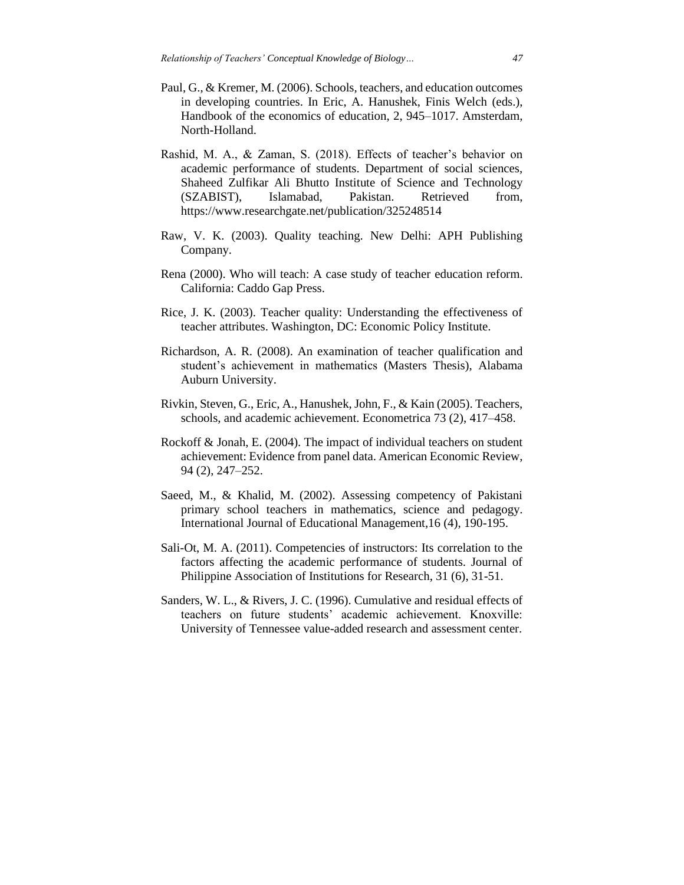Paul, G., & Kremer, M. (2006). Schools, teachers, and education outcomes in developing countries. In Eric, A. Hanushek, Finis Welch (eds.), Handbook of the economics of education, 2, 945–1017. Amsterdam, North-Holland.

Rashid, M. A., & Zaman, S. (2018). Effects of teacher's behavior on academic performance of students. Department of social sciences, Shaheed Zulfikar Ali Bhutto Institute of Science and Technology (SZABIST), Islamabad, Pakistan. Retrieved from, https://www.researchgate.net/publication/325248514

Raw, V. K. (2003). Quality teaching. New Delhi: APH Publishing Company.

Rena (2000). Who will teach: A case study of teacher education reform. California: Caddo Gap Press.

Rice, J. K. (2003). Teacher quality: Understanding the effectiveness of teacher attributes. Washington, DC: Economic Policy Institute.

Richardson, A. R. (2008). An examination of teacher qualification and student's achievement in mathematics (Masters Thesis), Alabama Auburn University.

Rivkin, Steven, G., Eric, A., Hanushek, John, F., & Kain (2005). Teachers, schools, and academic achievement. Econometrica 73 (2), 417–458.

Rockoff & Jonah, E. (2004). The impact of individual teachers on student achievement: Evidence from panel data. American Economic Review, 94 (2), 247–252.

Saeed, M., & Khalid, M. (2002). Assessing competency of Pakistani primary school teachers in mathematics, science and pedagogy. International Journal of Educational Management,16 (4), 190-195.

Sali-Ot, M. A. (2011). Competencies of instructors: Its correlation to the factors affecting the academic performance of students. Journal of Philippine Association of Institutions for Research, 31 (6), 31-51.

Sanders, W. L., & Rivers, J. C. (1996). Cumulative and residual effects of teachers on future students' academic achievement. Knoxville: University of Tennessee value-added research and assessment center.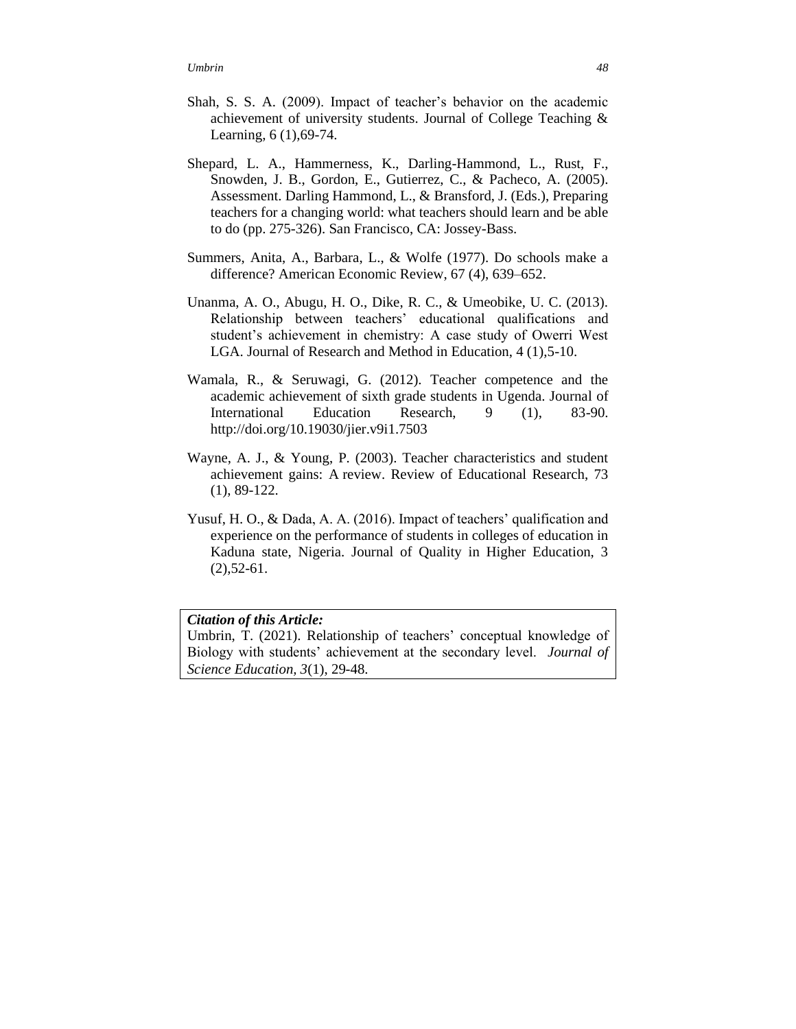Shah, S. S. A. (2009). Impact of teacher's behavior on the academic achievement of university students. Journal of College Teaching & Learning, 6 (1),69-74.

Shepard, L. A., Hammerness, K., Darling-Hammond, L., Rust, F., Snowden, J. B., Gordon, E., Gutierrez, C., & Pacheco, A. (2005). Assessment. Darling Hammond, L., & Bransford, J. (Eds.), Preparing teachers for a changing world: what teachers should learn and be able to do (pp. 275-326). San Francisco, CA: Jossey-Bass.

Summers, Anita, A., Barbara, L., & Wolfe (1977). Do schools make a difference? American Economic Review, 67 (4), 639–652.

Unanma, A. O., Abugu, H. O., Dike, R. C., & Umeobike, U. C. (2013). Relationship between teachers' educational qualifications and student's achievement in chemistry: A case study of Owerri West LGA. Journal of Research and Method in Education, 4 (1),5-10.

Wamala, R., & Seruwagi, G. (2012). Teacher competence and the academic achievement of sixth grade students in Ugenda. Journal of International Education Research, 9 (1), 83-90. http://doi.org/10.19030/jier.v9i1.7503

Wayne, A. J., & Young, P. (2003). Teacher characteristics and student achievement gains: A review. Review of Educational Research, 73 (1), 89-122.

Yusuf, H. O., & Dada, A. A. (2016). Impact of teachers' qualification and experience on the performance of students in colleges of education in Kaduna state, Nigeria. Journal of Quality in Higher Education, 3 (2),52-61.

***Citation of this Article:***
Umbrin, T. (2021). Relationship of teachers' conceptual knowledge of Biology with students' achievement at the secondary level. *Journal of Science Education, 3*(1), 29-48.